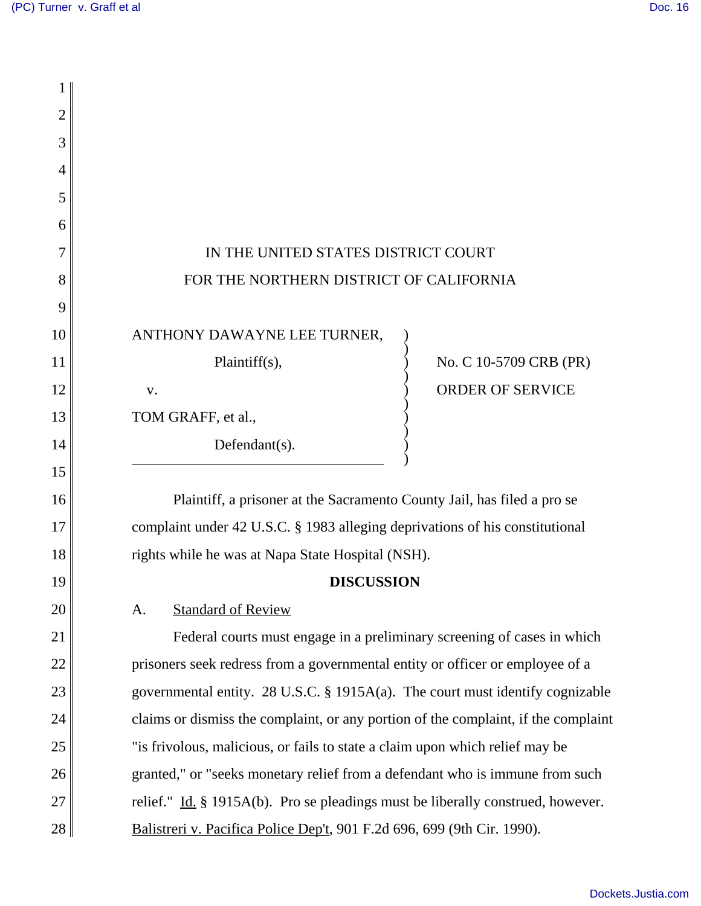IN THE UNITED STATES DISTRICT COURT
FOR THE NORTHERN DISTRICT OF CALIFORNIA

| | |
|---|---|
| ANTHONY DAWAYNE LEE TURNER,<br>Plaintiff(s),<br>v.<br>TOM GRAFF, et al.,<br>Defendant(s). | No. C 10-5709 CRB (PR)<br>ORDER OF SERVICE |

Plaintiff, a prisoner at the Sacramento County Jail, has filed a pro se complaint under 42 U.S.C. § 1983 alleging deprivations of his constitutional rights while he was at Napa State Hospital (NSH).

## DISCUSSION

A. Standard of Review

Federal courts must engage in a preliminary screening of cases in which prisoners seek redress from a governmental entity or officer or employee of a governmental entity. 28 U.S.C. § 1915A(a). The court must identify cognizable claims or dismiss the complaint, or any portion of the complaint, if the complaint "is frivolous, malicious, or fails to state a claim upon which relief may be granted," or "seeks monetary relief from a defendant who is immune from such relief." Id. § 1915A(b). Pro se pleadings must be liberally construed, however. Balistreri v. Pacifica Police Dep't, 901 F.2d 696, 699 (9th Cir. 1990).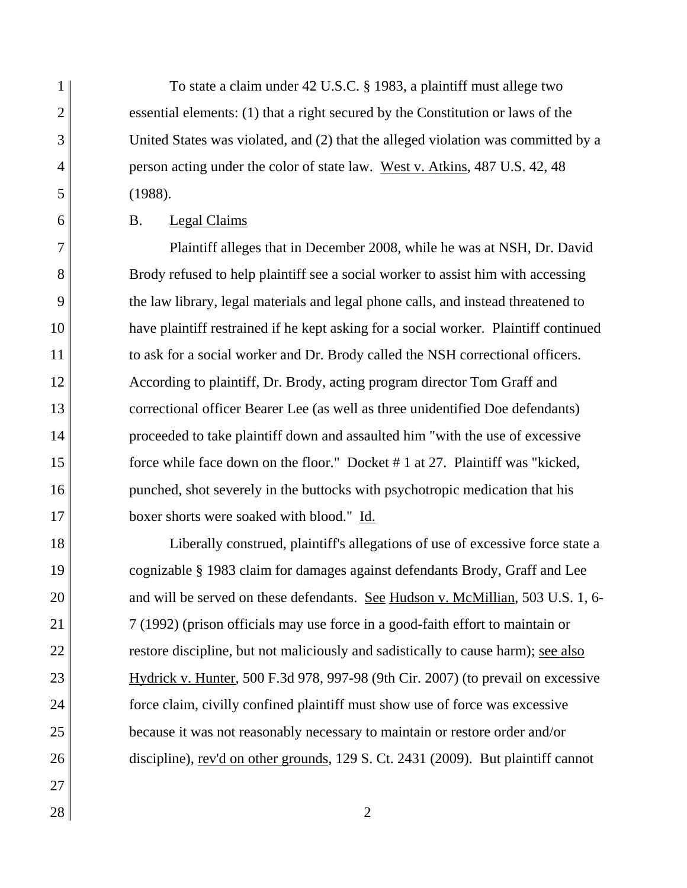To state a claim under 42 U.S.C. § 1983, a plaintiff must allege two essential elements: (1) that a right secured by the Constitution or laws of the United States was violated, and (2) that the alleged violation was committed by a person acting under the color of state law. West v. Atkins, 487 U.S. 42, 48 (1988).

B. Legal Claims

Plaintiff alleges that in December 2008, while he was at NSH, Dr. David Brody refused to help plaintiff see a social worker to assist him with accessing the law library, legal materials and legal phone calls, and instead threatened to have plaintiff restrained if he kept asking for a social worker. Plaintiff continued to ask for a social worker and Dr. Brody called the NSH correctional officers. According to plaintiff, Dr. Brody, acting program director Tom Graff and correctional officer Bearer Lee (as well as three unidentified Doe defendants) proceeded to take plaintiff down and assaulted him "with the use of excessive force while face down on the floor." Docket # 1 at 27. Plaintiff was "kicked, punched, shot severely in the buttocks with psychotropic medication that his boxer shorts were soaked with blood." Id.

Liberally construed, plaintiff's allegations of use of excessive force state a cognizable § 1983 claim for damages against defendants Brody, Graff and Lee and will be served on these defendants. See Hudson v. McMillian, 503 U.S. 1, 6-7 (1992) (prison officials may use force in a good-faith effort to maintain or restore discipline, but not maliciously and sadistically to cause harm); see also Hydrick v. Hunter, 500 F.3d 978, 997-98 (9th Cir. 2007) (to prevail on excessive force claim, civilly confined plaintiff must show use of force was excessive because it was not reasonably necessary to maintain or restore order and/or discipline), rev'd on other grounds, 129 S. Ct. 2431 (2009). But plaintiff cannot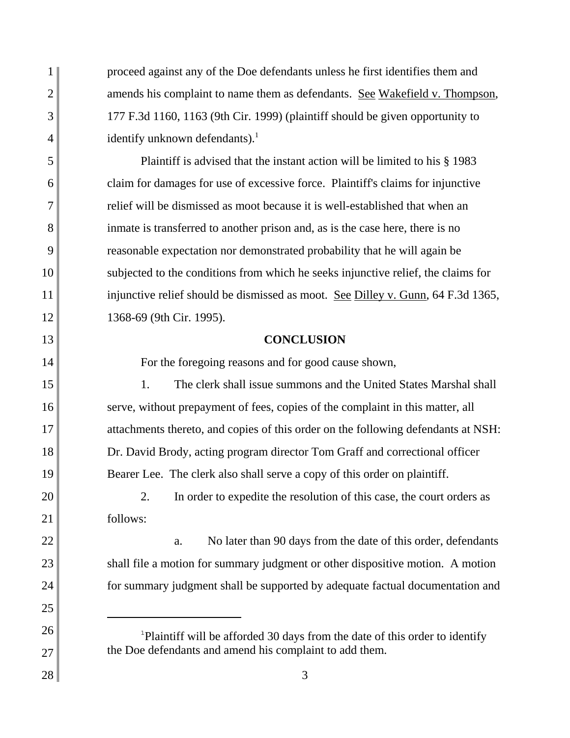proceed against any of the Doe defendants unless he first identifies them and amends his complaint to name them as defendants. See Wakefield v. Thompson, 177 F.3d 1160, 1163 (9th Cir. 1999) (plaintiff should be given opportunity to identify unknown defendants).[1]

Plaintiff is advised that the instant action will be limited to his § 1983 claim for damages for use of excessive force. Plaintiff's claims for injunctive relief will be dismissed as moot because it is well-established that when an inmate is transferred to another prison and, as is the case here, there is no reasonable expectation nor demonstrated probability that he will again be subjected to the conditions from which he seeks injunctive relief, the claims for injunctive relief should be dismissed as moot. See Dilley v. Gunn, 64 F.3d 1365, 1368-69 (9th Cir. 1995).

**CONCLUSION**

For the foregoing reasons and for good cause shown,

1. The clerk shall issue summons and the United States Marshal shall serve, without prepayment of fees, copies of the complaint in this matter, all attachments thereto, and copies of this order on the following defendants at NSH: Dr. David Brody, acting program director Tom Graff and correctional officer Bearer Lee. The clerk also shall serve a copy of this order on plaintiff.

2. In order to expedite the resolution of this case, the court orders as follows:

a. No later than 90 days from the date of this order, defendants shall file a motion for summary judgment or other dispositive motion. A motion for summary judgment shall be supported by adequate factual documentation and

---

[1] Plaintiff will be afforded 30 days from the date of this order to identify the Doe defendants and amend his complaint to add them.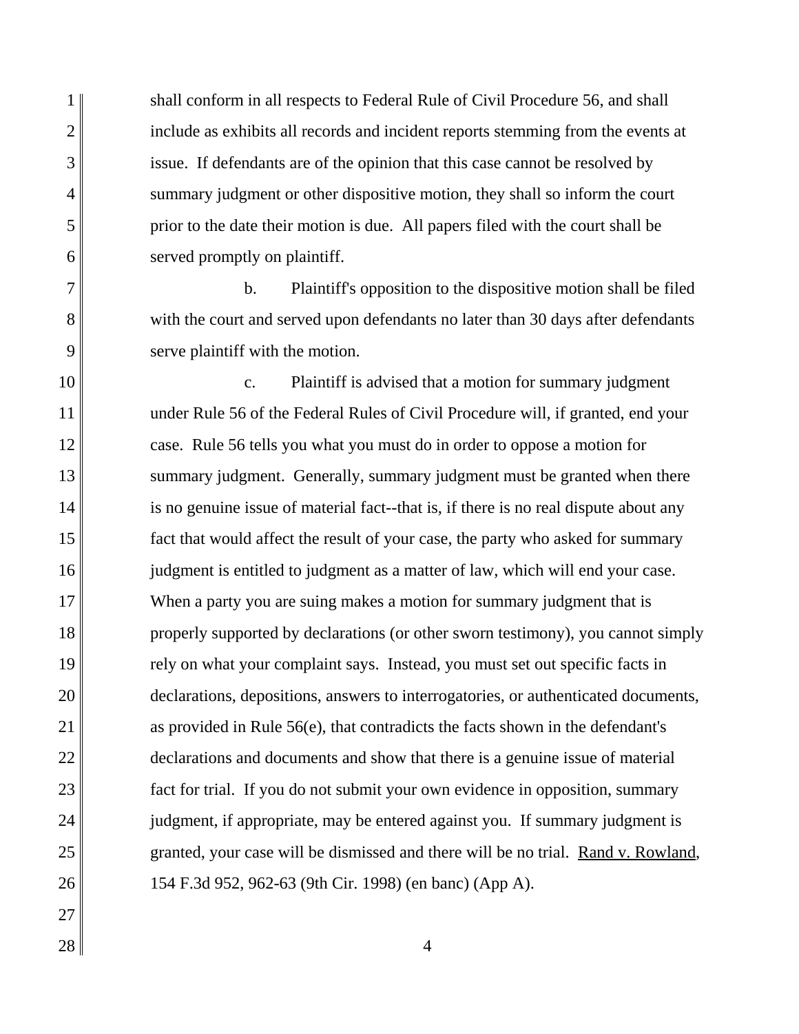shall conform in all respects to Federal Rule of Civil Procedure 56, and shall include as exhibits all records and incident reports stemming from the events at issue. If defendants are of the opinion that this case cannot be resolved by summary judgment or other dispositive motion, they shall so inform the court prior to the date their motion is due. All papers filed with the court shall be served promptly on plaintiff.

b. Plaintiff's opposition to the dispositive motion shall be filed with the court and served upon defendants no later than 30 days after defendants serve plaintiff with the motion.

c. Plaintiff is advised that a motion for summary judgment under Rule 56 of the Federal Rules of Civil Procedure will, if granted, end your case. Rule 56 tells you what you must do in order to oppose a motion for summary judgment. Generally, summary judgment must be granted when there is no genuine issue of material fact--that is, if there is no real dispute about any fact that would affect the result of your case, the party who asked for summary judgment is entitled to judgment as a matter of law, which will end your case. When a party you are suing makes a motion for summary judgment that is properly supported by declarations (or other sworn testimony), you cannot simply rely on what your complaint says. Instead, you must set out specific facts in declarations, depositions, answers to interrogatories, or authenticated documents, as provided in Rule 56(e), that contradicts the facts shown in the defendant's declarations and documents and show that there is a genuine issue of material fact for trial. If you do not submit your own evidence in opposition, summary judgment, if appropriate, may be entered against you. If summary judgment is granted, your case will be dismissed and there will be no trial. Rand v. Rowland, 154 F.3d 952, 962-63 (9th Cir. 1998) (en banc) (App A).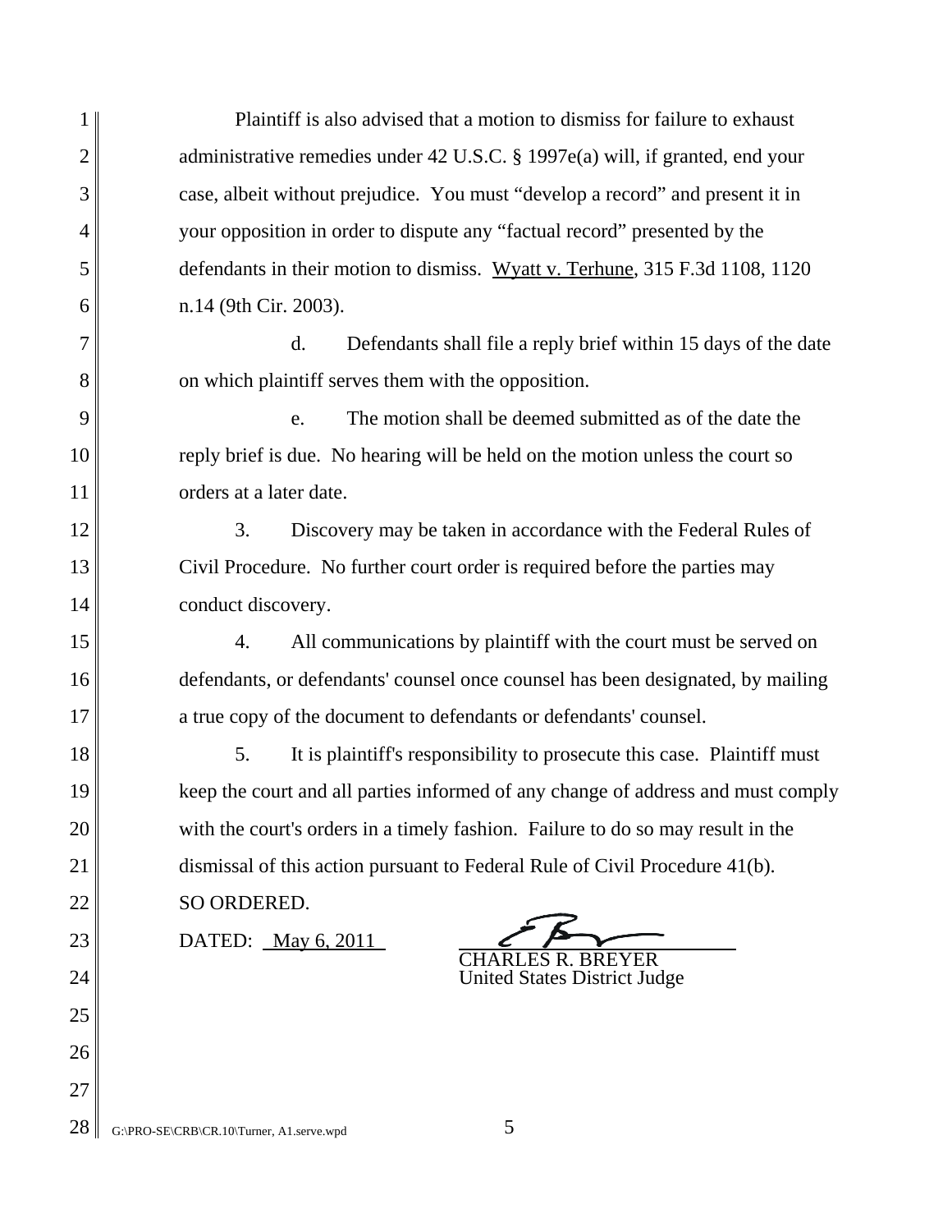Plaintiff is also advised that a motion to dismiss for failure to exhaust administrative remedies under 42 U.S.C. § 1997e(a) will, if granted, end your case, albeit without prejudice. You must "develop a record" and present it in your opposition in order to dispute any "factual record" presented by the defendants in their motion to dismiss. Wyatt v. Terhune, 315 F.3d 1108, 1120 n.14 (9th Cir. 2003).

d. Defendants shall file a reply brief within 15 days of the date on which plaintiff serves them with the opposition.

e. The motion shall be deemed submitted as of the date the reply brief is due. No hearing will be held on the motion unless the court so orders at a later date.

3. Discovery may be taken in accordance with the Federal Rules of Civil Procedure. No further court order is required before the parties may conduct discovery.

4. All communications by plaintiff with the court must be served on defendants, or defendants' counsel once counsel has been designated, by mailing a true copy of the document to defendants or defendants' counsel.

5. It is plaintiff's responsibility to prosecute this case. Plaintiff must keep the court and all parties informed of any change of address and must comply with the court's orders in a timely fashion. Failure to do so may result in the dismissal of this action pursuant to Federal Rule of Civil Procedure 41(b).

SO ORDERED.

DATED: May 6, 2011

CHARLES R. BREYER
United States District Judge

G:\PRO-SE\CRB\CR.10\Turner, A1.serve.wpd